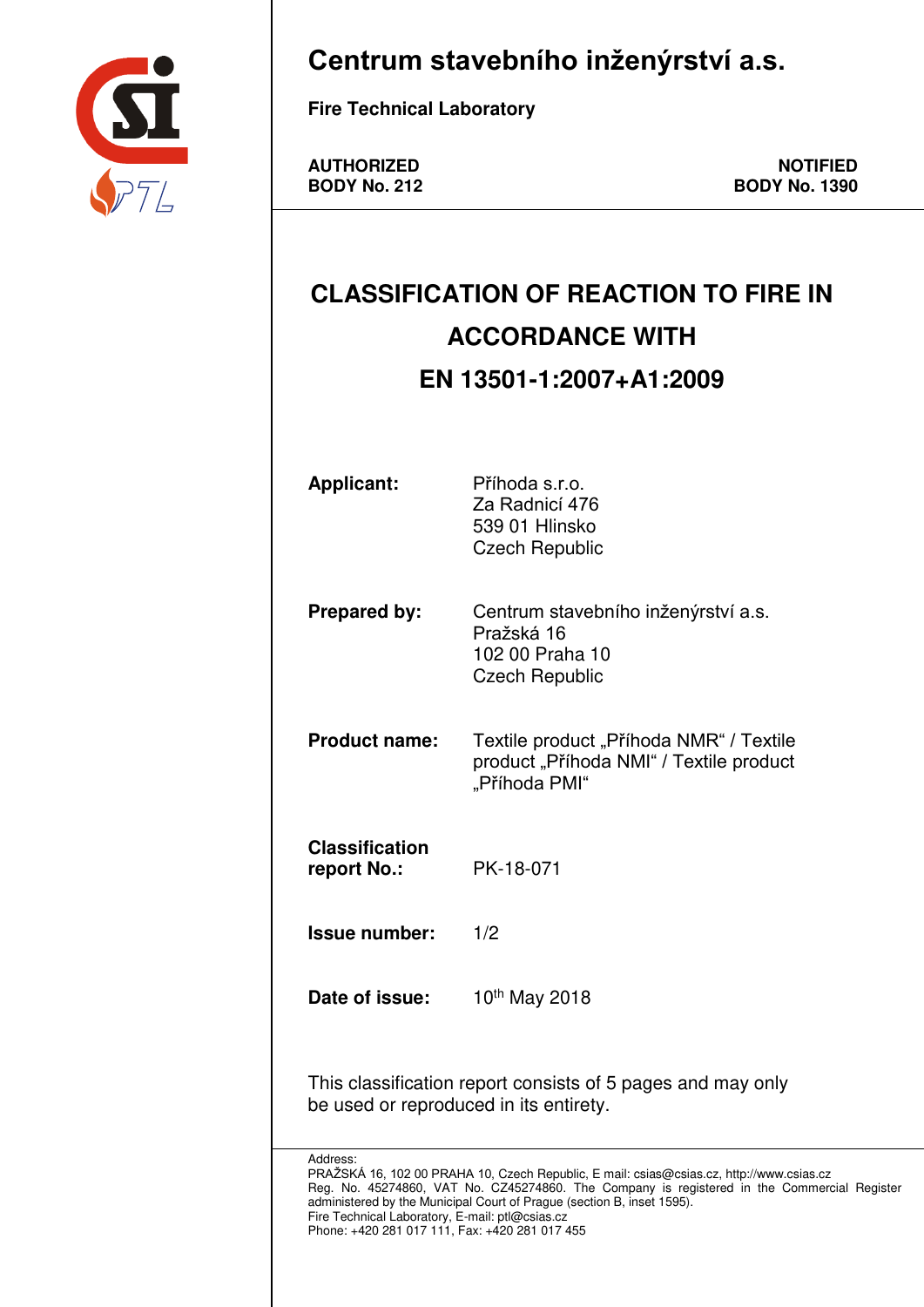# Centrum stavebního inženýrství a.s.

**Fire Technical Laboratory**

| **AUTHORIZED BODY No. 212** | **NOTIFIED BODY No. 1390** |
|---|---|

## CLASSIFICATION OF REACTION TO FIRE IN ACCORDANCE WITH EN 13501-1:2007+A1:2009

**Applicant:** Příhoda s.r.o.
Za Radnicí 476
539 01 Hlinsko
Czech Republic

**Prepared by:** Centrum stavebního inženýrství a.s.
Pražská 16
102 00 Praha 10
Czech Republic

**Product name:** Textile product „Příhoda NMR“ / Textile product „Příhoda NMI“ / Textile product „Příhoda PMI“

**Classification report No.:** PK-18-071

**Issue number:** 1/2

**Date of issue:** 10th May 2018

This classification report consists of 5 pages and may only be used or reproduced in its entirety.

Address:
PRAŽSKÁ 16, 102 00 PRAHA 10, Czech Republic, E mail: csias@csias.cz, http://www.csias.cz
Reg. No. 45274860, VAT No. CZ45274860. The Company is registered in the Commercial Register administered by the Municipal Court of Prague (section B, inset 1595).
Fire Technical Laboratory, E-mail: ptl@csias.cz
Phone: +420 281 017 111, Fax: +420 281 017 455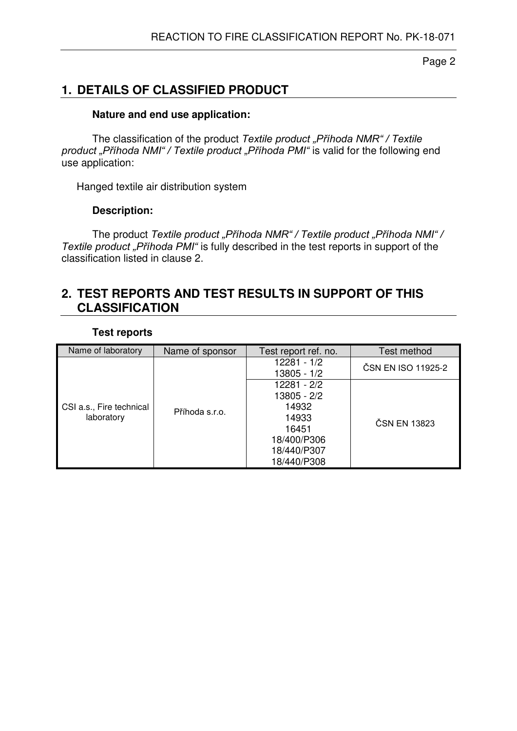## 1. DETAILS OF CLASSIFIED PRODUCT

**Nature and end use application:**

The classification of the product *Textile product „Příhoda NMR“ / Textile product „Příhoda NMI“ / Textile product „Příhoda PMI“* is valid for the following end use application:

Hanged textile air distribution system

**Description:**

The product *Textile product „Příhoda NMR“ / Textile product „Příhoda NMI“ / Textile product „Příhoda PMI“* is fully described in the test reports in support of the classification listed in clause 2.

## 2. TEST REPORTS AND TEST RESULTS IN SUPPORT OF THIS CLASSIFICATION

**Test reports**

| Name of laboratory | Name of sponsor | Test report ref. no. | Test method |
|---|---|---|---|
| CSI a.s., Fire technical laboratory | Příhoda s.r.o. | 12281 - 1/2<br>13805 - 1/2 | ČSN EN ISO 11925-2 |
| | | 12281 - 2/2<br>13805 - 2/2<br>14932<br>14933<br>16451<br>18/400/P306<br>18/440/P307<br>18/440/P308 | ČSN EN 13823 |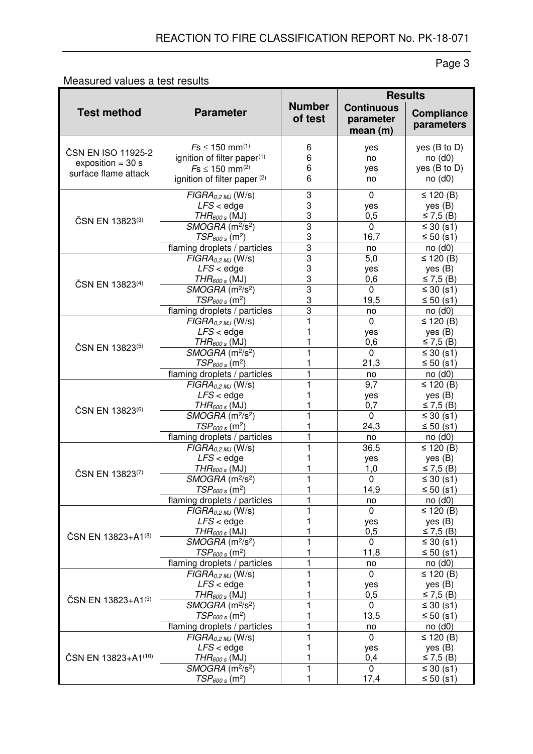Measured values a test results

| Test method | Parameter | Number of test | Results | |
|---|---|---|---|---|
| | | | Continuous parameter mean (m) | Compliance parameters |
| ČSN EN ISO 11925-2 exposition = 30 s surface flame attack | $Fs \leq 150$ mm[(1)] | 6 | yes | yes (B to D) |
| | ignition of filter paper[(1)] | 6 | no | no (d0) |
| | $Fs \leq 150$ mm[(2)] | 6 | yes | yes (B to D) |
| | ignition of filter paper [(2)] | 6 | no | no (d0) |
| ČSN EN 13823[(3)] | $FIGRA_{0,2\,MJ}$ (W/s) | 3 | 0 | ≤ 120 (B) |
| | $LFS$ < edge | 3 | yes | yes (B) |
| | $THR_{600\,s}$ (MJ) | 3 | 0,5 | ≤ 7,5 (B) |
| | $SMOGRA$ ($m^2/s^2$) | 3 | 0 | ≤ 30 (s1) |
| | $TSP_{600\,s}$ ($m^2$) | 3 | 16,7 | ≤ 50 (s1) |
| | flaming droplets / particles | 3 | no | no (d0) |
| ČSN EN 13823[(4)] | $FIGRA_{0,2\,MJ}$ (W/s) | 3 | 5,0 | ≤ 120 (B) |
| | $LFS$ < edge | 3 | yes | yes (B) |
| | $THR_{600\,s}$ (MJ) | 3 | 0,6 | ≤ 7,5 (B) |
| | $SMOGRA$ ($m^2/s^2$) | 3 | 0 | ≤ 30 (s1) |
| | $TSP_{600\,s}$ ($m^2$) | 3 | 19,5 | ≤ 50 (s1) |
| | flaming droplets / particles | 3 | no | no (d0) |
| ČSN EN 13823[(5)] | $FIGRA_{0,2\,MJ}$ (W/s) | 1 | 0 | ≤ 120 (B) |
| | $LFS$ < edge | 1 | yes | yes (B) |
| | $THR_{600\,s}$ (MJ) | 1 | 0,6 | ≤ 7,5 (B) |
| | $SMOGRA$ ($m^2/s^2$) | 1 | 0 | ≤ 30 (s1) |
| | $TSP_{600\,s}$ ($m^2$) | 1 | 21,3 | ≤ 50 (s1) |
| | flaming droplets / particles | 1 | no | no (d0) |
| ČSN EN 13823[(6)] | $FIGRA_{0,2\,MJ}$ (W/s) | 1 | 9,7 | ≤ 120 (B) |
| | $LFS$ < edge | 1 | yes | yes (B) |
| | $THR_{600\,s}$ (MJ) | 1 | 0,7 | ≤ 7,5 (B) |
| | $SMOGRA$ ($m^2/s^2$) | 1 | 0 | ≤ 30 (s1) |
| | $TSP_{600\,s}$ ($m^2$) | 1 | 24,3 | ≤ 50 (s1) |
| | flaming droplets / particles | 1 | no | no (d0) |
| ČSN EN 13823[(7)] | $FIGRA_{0,2\,MJ}$ (W/s) | 1 | 36,5 | ≤ 120 (B) |
| | $LFS$ < edge | 1 | yes | yes (B) |
| | $THR_{600\,s}$ (MJ) | 1 | 1,0 | ≤ 7,5 (B) |
| | $SMOGRA$ ($m^2/s^2$) | 1 | 0 | ≤ 30 (s1) |
| | $TSP_{600\,s}$ ($m^2$) | 1 | 14,9 | ≤ 50 (s1) |
| | flaming droplets / particles | 1 | no | no (d0) |
| ČSN EN 13823+A1[(8)] | $FIGRA_{0,2\,MJ}$ (W/s) | 1 | 0 | ≤ 120 (B) |
| | $LFS$ < edge | 1 | yes | yes (B) |
| | $THR_{600\,s}$ (MJ) | 1 | 0,5 | ≤ 7,5 (B) |
| | $SMOGRA$ ($m^2/s^2$) | 1 | 0 | ≤ 30 (s1) |
| | $TSP_{600\,s}$ ($m^2$) | 1 | 11,8 | ≤ 50 (s1) |
| | flaming droplets / particles | 1 | no | no (d0) |
| ČSN EN 13823+A1[(9)] | $FIGRA_{0,2\,MJ}$ (W/s) | 1 | 0 | ≤ 120 (B) |
| | $LFS$ < edge | 1 | yes | yes (B) |
| | $THR_{600\,s}$ (MJ) | 1 | 0,5 | ≤ 7,5 (B) |
| | $SMOGRA$ ($m^2/s^2$) | 1 | 0 | ≤ 30 (s1) |
| | $TSP_{600\,s}$ ($m^2$) | 1 | 13,5 | ≤ 50 (s1) |
| | flaming droplets / particles | 1 | no | no (d0) |
| ČSN EN 13823+A1[(10)] | $FIGRA_{0,2\,MJ}$ (W/s) | 1 | 0 | ≤ 120 (B) |
| | $LFS$ < edge | 1 | yes | yes (B) |
| | $THR_{600\,s}$ (MJ) | 1 | 0,4 | ≤ 7,5 (B) |
| | $SMOGRA$ ($m^2/s^2$) | 1 | 0 | ≤ 30 (s1) |
| | $TSP_{600\,s}$ ($m^2$) | 1 | 17,4 | ≤ 50 (s1) |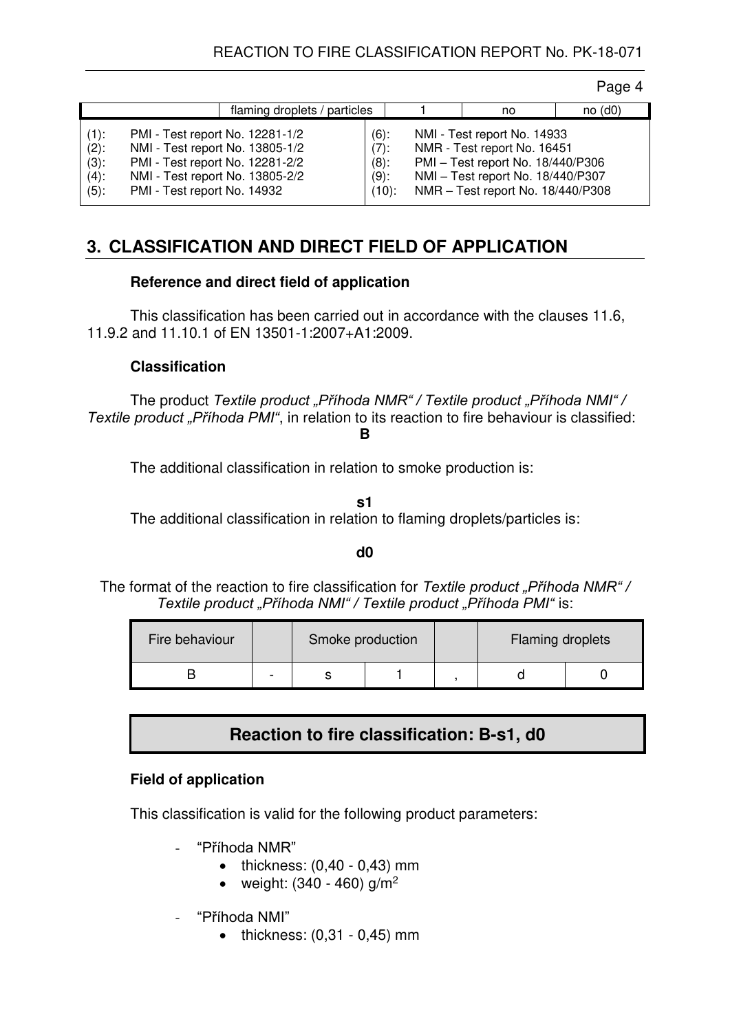|  | flaming droplets / particles |  | 1 | no | no (d0) |
|---|---|---|---|---|---|

| | | | |
|---|---|---|---|
| (1): | PMI - Test report No. 12281-1/2 | (6): | NMI - Test report No. 14933 |
| (2): | NMI - Test report No. 13805-1/2 | (7): | NMR - Test report No. 16451 |
| (3): | PMI - Test report No. 12281-2/2 | (8): | PMI – Test report No. 18/440/P306 |
| (4): | NMI - Test report No. 13805-2/2 | (9): | NMI – Test report No. 18/440/P307 |
| (5): | PMI - Test report No. 14932 | (10): | NMR – Test report No. 18/440/P308 |

## 3. CLASSIFICATION AND DIRECT FIELD OF APPLICATION

### Reference and direct field of application

This classification has been carried out in accordance with the clauses 11.6, 11.9.2 and 11.10.1 of EN 13501-1:2007+A1:2009.

### Classification

The product *Textile product „Příhoda NMR" / Textile product „Příhoda NMI" / Textile product „Příhoda PMI"*, in relation to its reaction to fire behaviour is classified:

**B**

The additional classification in relation to smoke production is:

**s1**

The additional classification in relation to flaming droplets/particles is:

**d0**

The format of the reaction to fire classification for *Textile product „Příhoda NMR" / Textile product „Příhoda NMI" / Textile product „Příhoda PMI"* is:

| Fire behaviour | | Smoke production | | | Flaming droplets | |
|---|---|---|---|---|---|---|
| B | - | s | 1 | , | d | 0 |

**Reaction to fire classification: B-s1, d0**

### Field of application

This classification is valid for the following product parameters:

- "Příhoda NMR"
  - thickness: (0,40 - 0,43) mm
  - weight: (340 - 460) g/m$^2$
- "Příhoda NMI"
  - thickness: (0,31 - 0,45) mm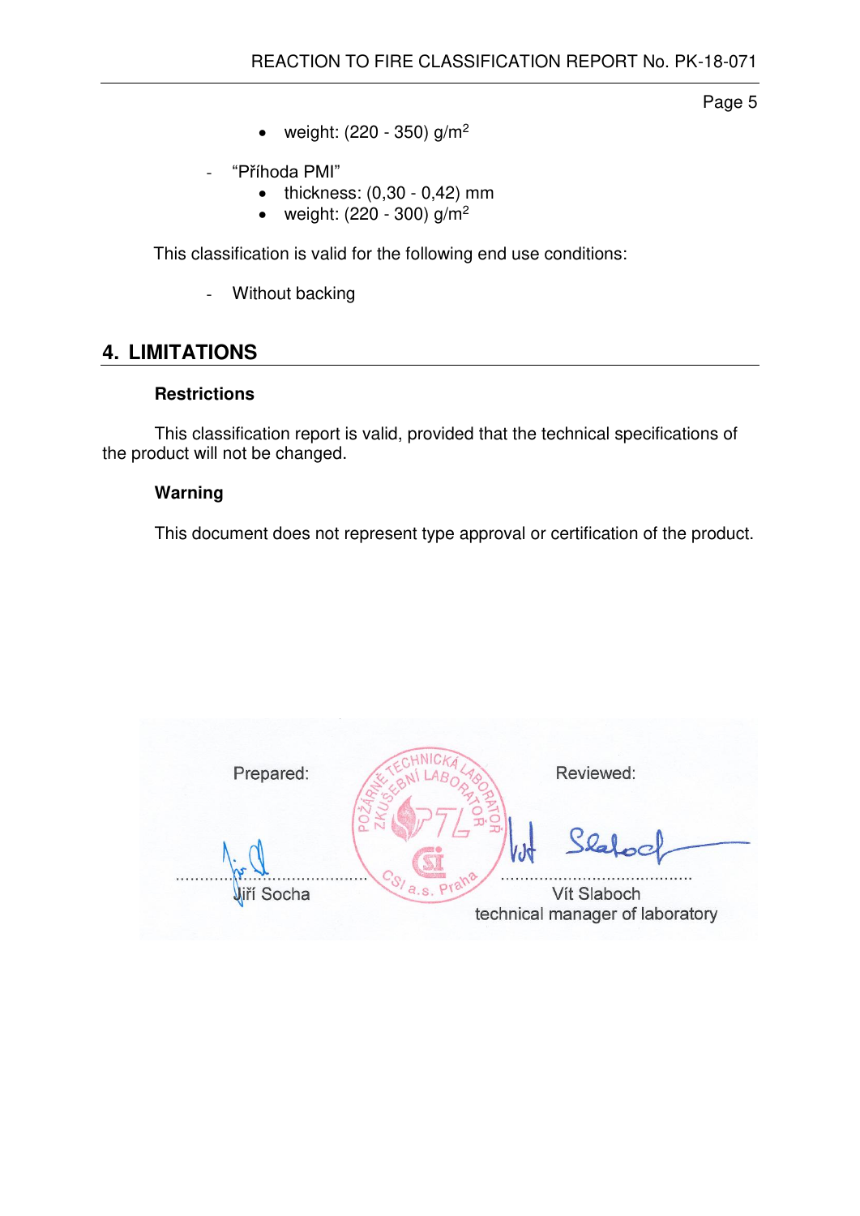- weight: (220 - 350) g/m²

- "Příhoda PMI"
  - thickness: (0,30 - 0,42) mm
  - weight: (220 - 300) g/m²

This classification is valid for the following end use conditions:

- Without backing

## 4. LIMITATIONS

**Restrictions**

This classification report is valid, provided that the technical specifications of the product will not be changed.

**Warning**

This document does not represent type approval or certification of the product.

Prepared:

Jiří Socha

Reviewed:

Vít Slaboch
technical manager of laboratory